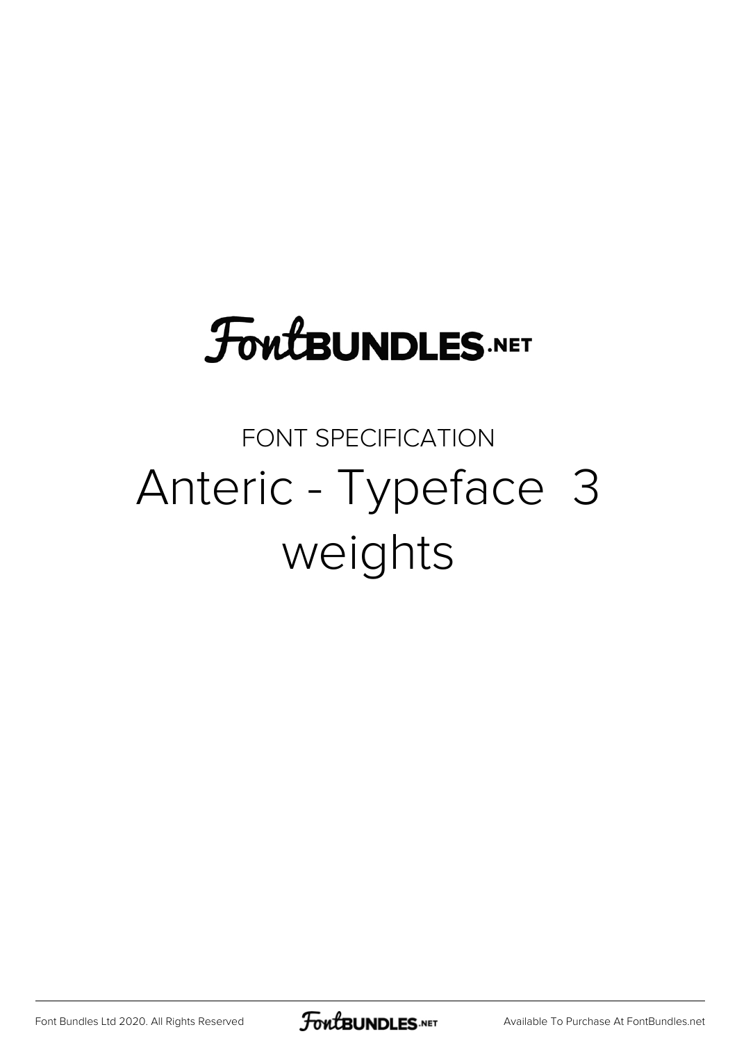FontBUNDLES.NET

FONT SPECIFICATION

# Anteric - Typeface 3 weights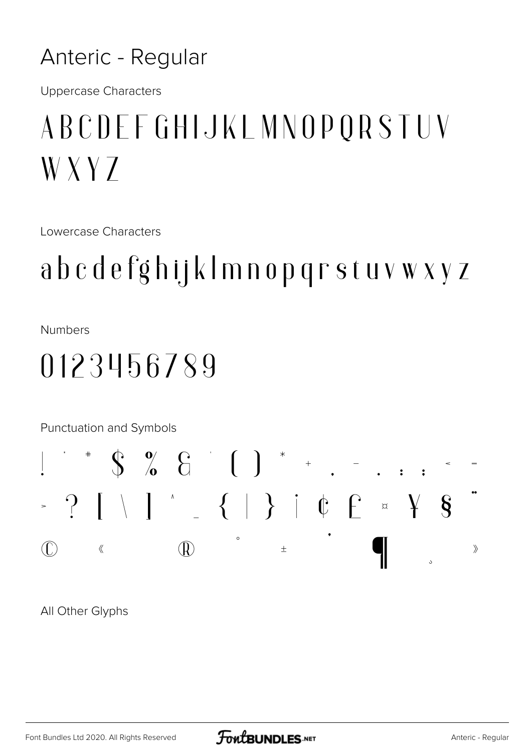# Anteric - Regular

Uppercase Characters

A B C D E F G H I J K L M N O P Q R S T U V W X Y Z

Lowercase Characters

a b c d e f g h i j k l m n o p q r s t u v w x y z

Numbers

0 1 2 3 4 5 6 7 8 9

Punctuation and Symbols

! " # $ % & ' ( ) * + , - . : ; < = > ? [ \ ] ^ _ { | } ¡ ¢ £ ¤ ¥ § ¨ © « ® ° ± · ¶ ¸ »

All Other Glyphs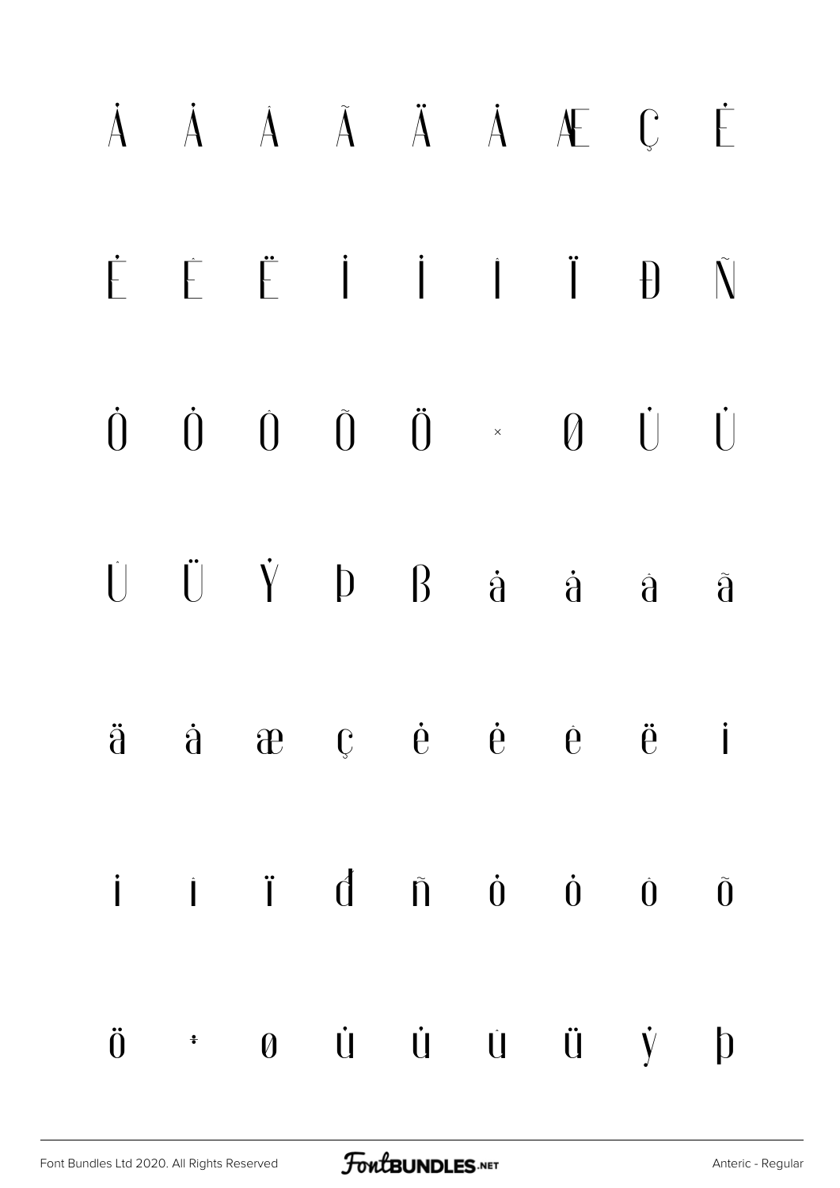À Á Â Ã Ä Å Æ Ç È

É Ê Ë Ì Í Î Ï Ð Ñ

Ò Ó Ô Õ Ö × Ø Ù Ú

Û Ü Ý Þ ß à á â ã

ä å æ ç è é ê ë ì

í î ï ð ñ ò ó ô õ

ö ÷ ø ù ú û ü ý þ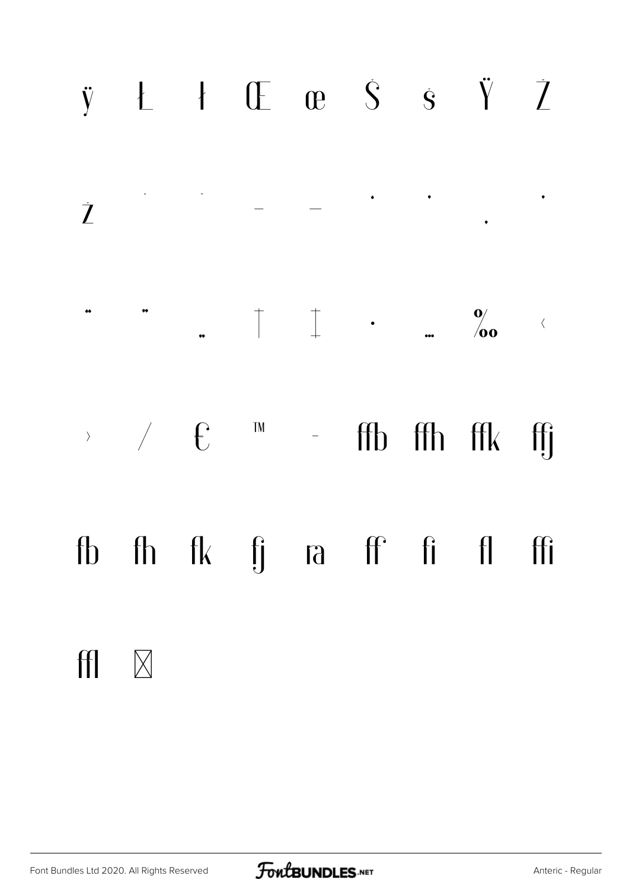ÿ Ł ł Œ œ Š š Ÿ Ž

ž ˆ ˇ – — ' ' ‚ '

" " „ † ‡ • … ‰ ‹

› ⁄ € ™ − ffb ffh ffk ffj

fb fh fk fj ra ff fi fl ffi

ffl ⌧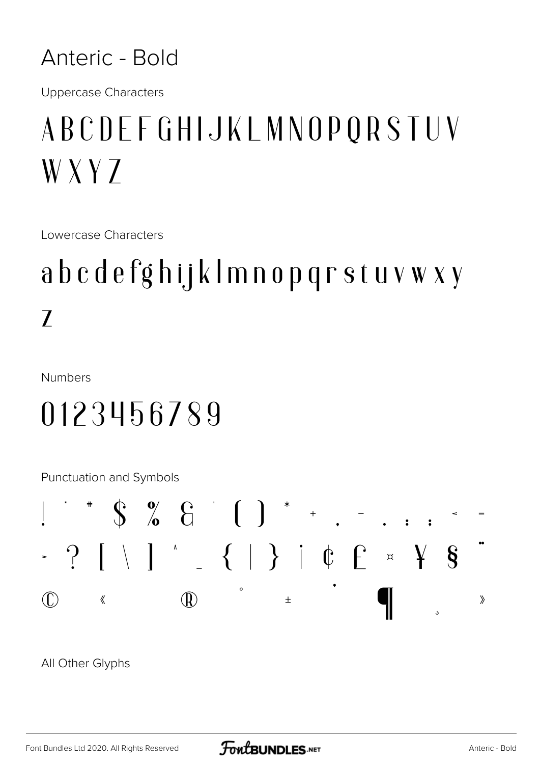# Anteric - Bold

Uppercase Characters

A B C D E F G H I J K L M N O P Q R S T U V W X Y Z

Lowercase Characters

a b c d e f g h i j k l m n o p q r s t u v w x y z

Numbers

0 1 2 3 4 5 6 7 8 9

Punctuation and Symbols

! " # $ % & ' ( ) * + , - . : ; < = > ? [ \ ] ^ _ { | } ¡ ¢ £ ¤ ¥ § ¨ © « ® ° ± ´ ¶ ¸ »

All Other Glyphs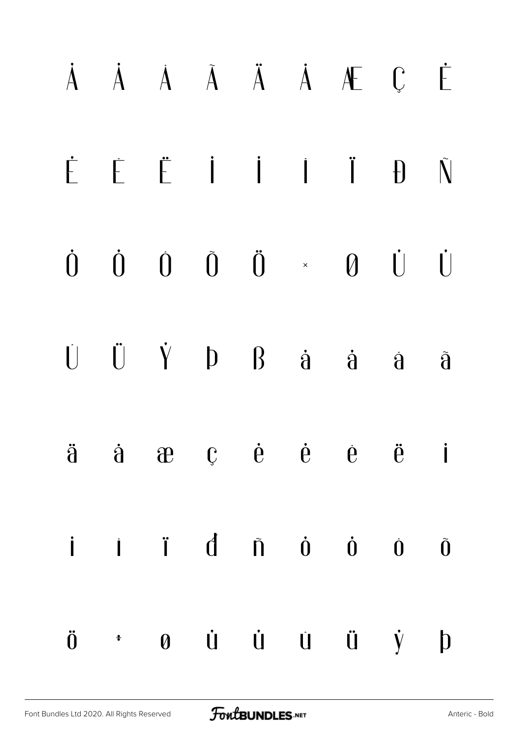À Á Â Ã Ä Å Æ Ç È

É Ê Ë Ì Í Î Ï Ð Ñ

Ò Ó Ô Õ Ö × Ø Ù Ú

Û Ü Ý Þ ß à á â ã

ä å æ ç è é ê ë ì

í î ï ð ñ ò ó ô õ

ö ÷ ø ù ú û ü ý þ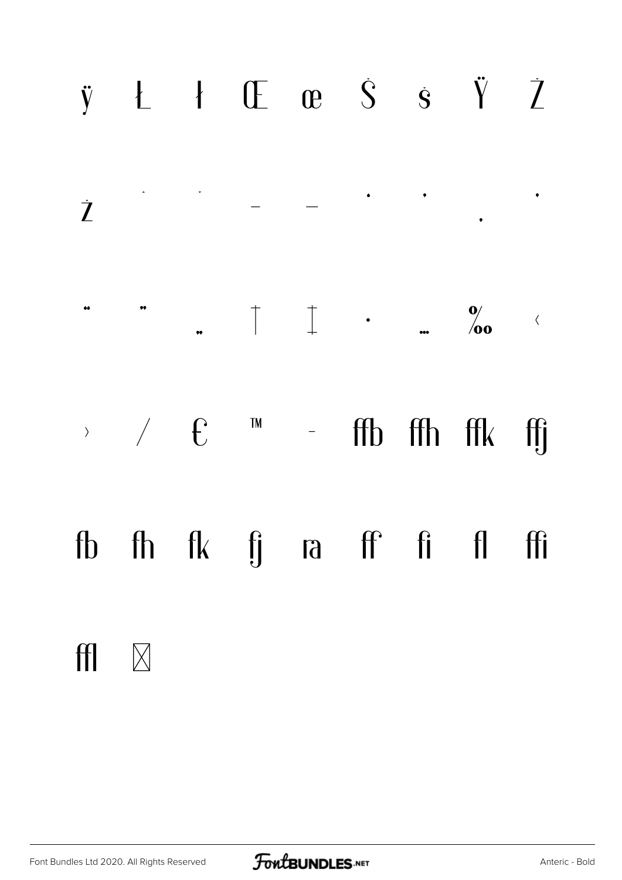ÿ Ł ł Œ œ Š š Ÿ Ž

ž ˆ ˇ – — ' ' ‚ '

" " „ † ‡ • … ‰ ‹

› ⁄ € ™ − ffb ffh ffk ffj

fb fh fk fj ra ff fi fl ffi

ffl ⊠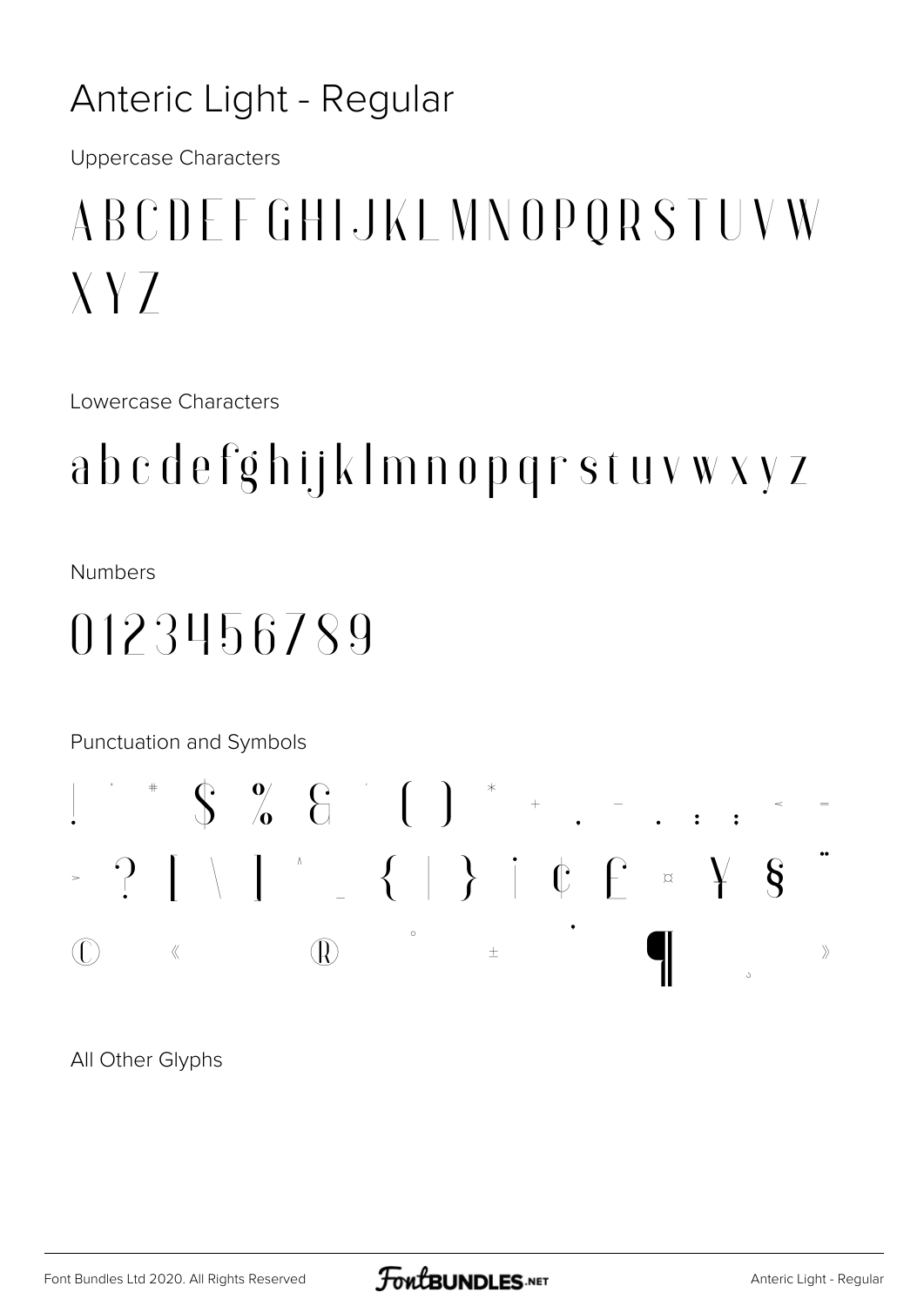# Anteric Light - Regular

Uppercase Characters

A B C D E F G H I J K L M N O P Q R S T U V W X Y Z

Lowercase Characters

a b c d e f g h i j k l m n o p q r s t u v w x y z

Numbers

0 1 2 3 4 5 6 7 8 9

Punctuation and Symbols

! " # $ % & ' ( ) * + , - . / : ; < =
> ? [ \ ] ^ _ { | } ¡ ¢ £ ¤ ¥ § ¨
© « ® ° ± · ¶ ¸ »

All Other Glyphs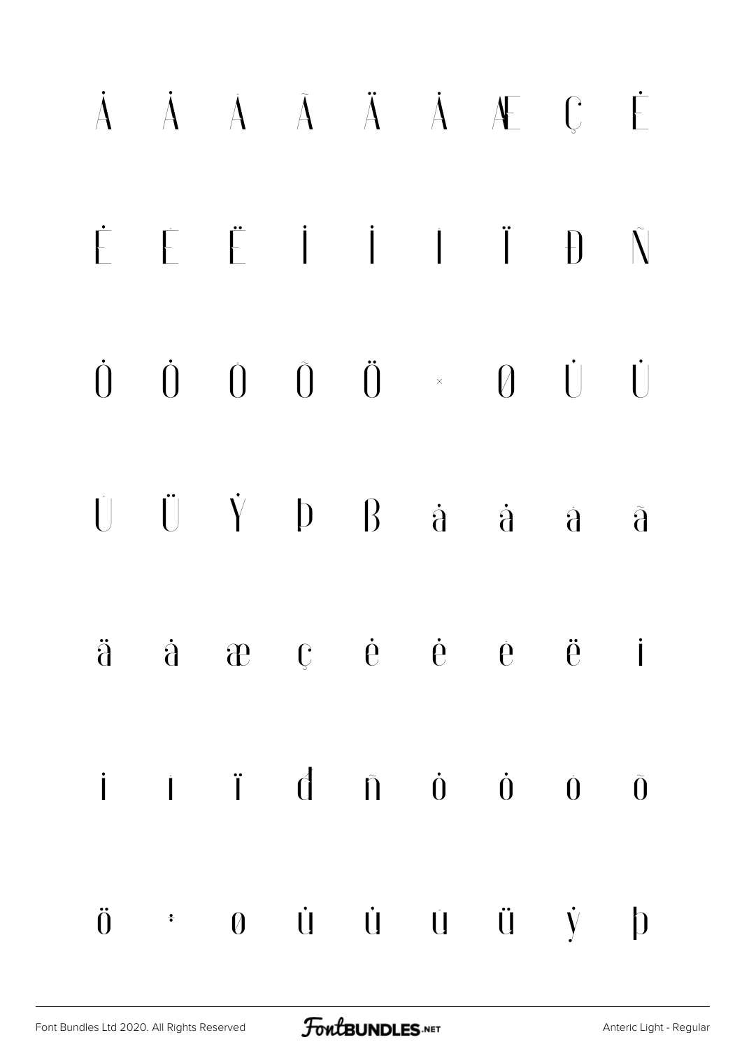À Á Â Ã Ä Å Æ Ç È

É Ê Ë Ì Í Î Ï Ð Ñ

Ò Ó Ô Õ Ö × Ø Ù Ú

Û Ü Ý Þ ß à á â ã

ä å æ ç è é ê ë ì

í î ï ð ñ ò ó ô õ

ö ÷ ø ù ú û ü ý þ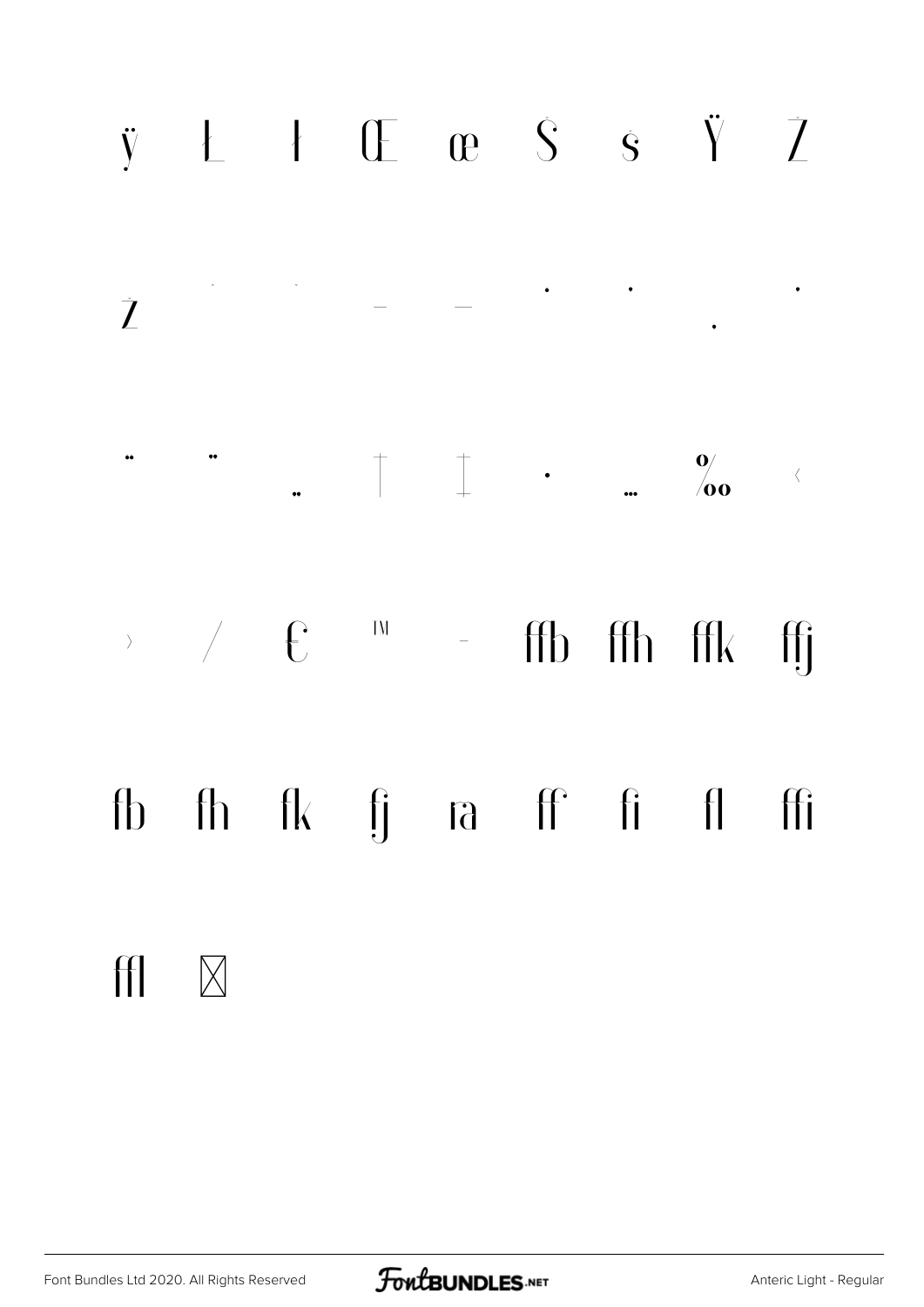ÿ Ł ł Œ œ Š š Ÿ Ž

ž ˆ ˇ – — ' ' ‚ "

" " „ † ‡ • … ‰ ‹

› ⁄ € ™ − ffb ffh ffk ffj

fb fh fk fj ra ff fi fl ffi

ffl ⌧